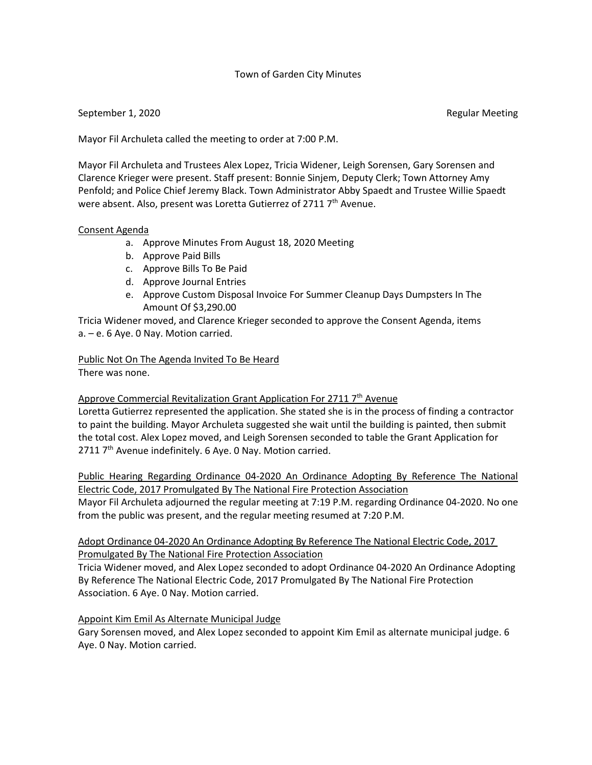# Town of Garden City Minutes

September 1, 2020 Regular Meeting

Mayor Fil Archuleta called the meeting to order at 7:00 P.M.

Mayor Fil Archuleta and Trustees Alex Lopez, Tricia Widener, Leigh Sorensen, Gary Sorensen and Clarence Krieger were present. Staff present: Bonnie Sinjem, Deputy Clerk; Town Attorney Amy Penfold; and Police Chief Jeremy Black. Town Administrator Abby Spaedt and Trustee Willie Spaedt were absent. Also, present was Loretta Gutierrez of 2711 7th Avenue.

## Consent Agenda

a. Approve Minutes From August 18, 2020 Meeting
b. Approve Paid Bills
c. Approve Bills To Be Paid
d. Approve Journal Entries
e. Approve Custom Disposal Invoice For Summer Cleanup Days Dumpsters In The Amount Of $3,290.00

Tricia Widener moved, and Clarence Krieger seconded to approve the Consent Agenda, items a. – e. 6 Aye. 0 Nay. Motion carried.

## Public Not On The Agenda Invited To Be Heard

There was none.

## Approve Commercial Revitalization Grant Application For 2711 7th Avenue

Loretta Gutierrez represented the application. She stated she is in the process of finding a contractor to paint the building. Mayor Archuleta suggested she wait until the building is painted, then submit the total cost. Alex Lopez moved, and Leigh Sorensen seconded to table the Grant Application for 2711 7th Avenue indefinitely. 6 Aye. 0 Nay. Motion carried.

## Public Hearing Regarding Ordinance 04-2020 An Ordinance Adopting By Reference The National Electric Code, 2017 Promulgated By The National Fire Protection Association

Mayor Fil Archuleta adjourned the regular meeting at 7:19 P.M. regarding Ordinance 04-2020. No one from the public was present, and the regular meeting resumed at 7:20 P.M.

## Adopt Ordinance 04-2020 An Ordinance Adopting By Reference The National Electric Code, 2017 Promulgated By The National Fire Protection Association

Tricia Widener moved, and Alex Lopez seconded to adopt Ordinance 04-2020 An Ordinance Adopting By Reference The National Electric Code, 2017 Promulgated By The National Fire Protection Association. 6 Aye. 0 Nay. Motion carried.

## Appoint Kim Emil As Alternate Municipal Judge

Gary Sorensen moved, and Alex Lopez seconded to appoint Kim Emil as alternate municipal judge. 6 Aye. 0 Nay. Motion carried.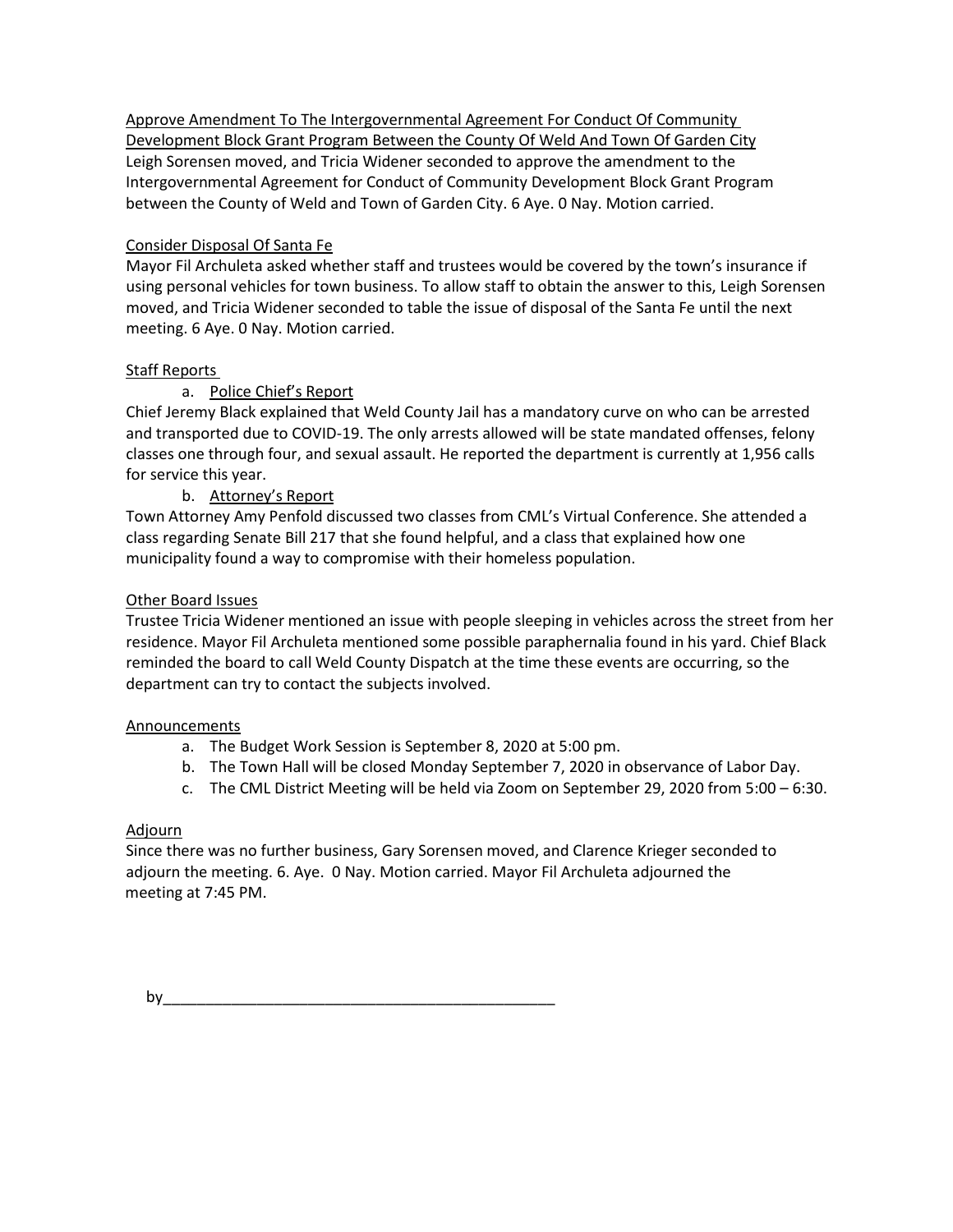Approve Amendment To The Intergovernmental Agreement For Conduct Of Community Development Block Grant Program Between the County Of Weld And Town Of Garden City

Leigh Sorensen moved, and Tricia Widener seconded to approve the amendment to the Intergovernmental Agreement for Conduct of Community Development Block Grant Program between the County of Weld and Town of Garden City. 6 Aye. 0 Nay. Motion carried.

Consider Disposal Of Santa Fe

Mayor Fil Archuleta asked whether staff and trustees would be covered by the town's insurance if using personal vehicles for town business. To allow staff to obtain the answer to this, Leigh Sorensen moved, and Tricia Widener seconded to table the issue of disposal of the Santa Fe until the next meeting. 6 Aye. 0 Nay. Motion carried.

Staff Reports

a. Police Chief's Report

Chief Jeremy Black explained that Weld County Jail has a mandatory curve on who can be arrested and transported due to COVID-19. The only arrests allowed will be state mandated offenses, felony classes one through four, and sexual assault. He reported the department is currently at 1,956 calls for service this year.

b. Attorney's Report

Town Attorney Amy Penfold discussed two classes from CML's Virtual Conference. She attended a class regarding Senate Bill 217 that she found helpful, and a class that explained how one municipality found a way to compromise with their homeless population.

Other Board Issues

Trustee Tricia Widener mentioned an issue with people sleeping in vehicles across the street from her residence. Mayor Fil Archuleta mentioned some possible paraphernalia found in his yard. Chief Black reminded the board to call Weld County Dispatch at the time these events are occurring, so the department can try to contact the subjects involved.

Announcements

a. The Budget Work Session is September 8, 2020 at 5:00 pm.
b. The Town Hall will be closed Monday September 7, 2020 in observance of Labor Day.
c. The CML District Meeting will be held via Zoom on September 29, 2020 from 5:00 – 6:30.

Adjourn

Since there was no further business, Gary Sorensen moved, and Clarence Krieger seconded to adjourn the meeting. 6. Aye. 0 Nay. Motion carried. Mayor Fil Archuleta adjourned the meeting at 7:45 PM.

by_______________________________________________